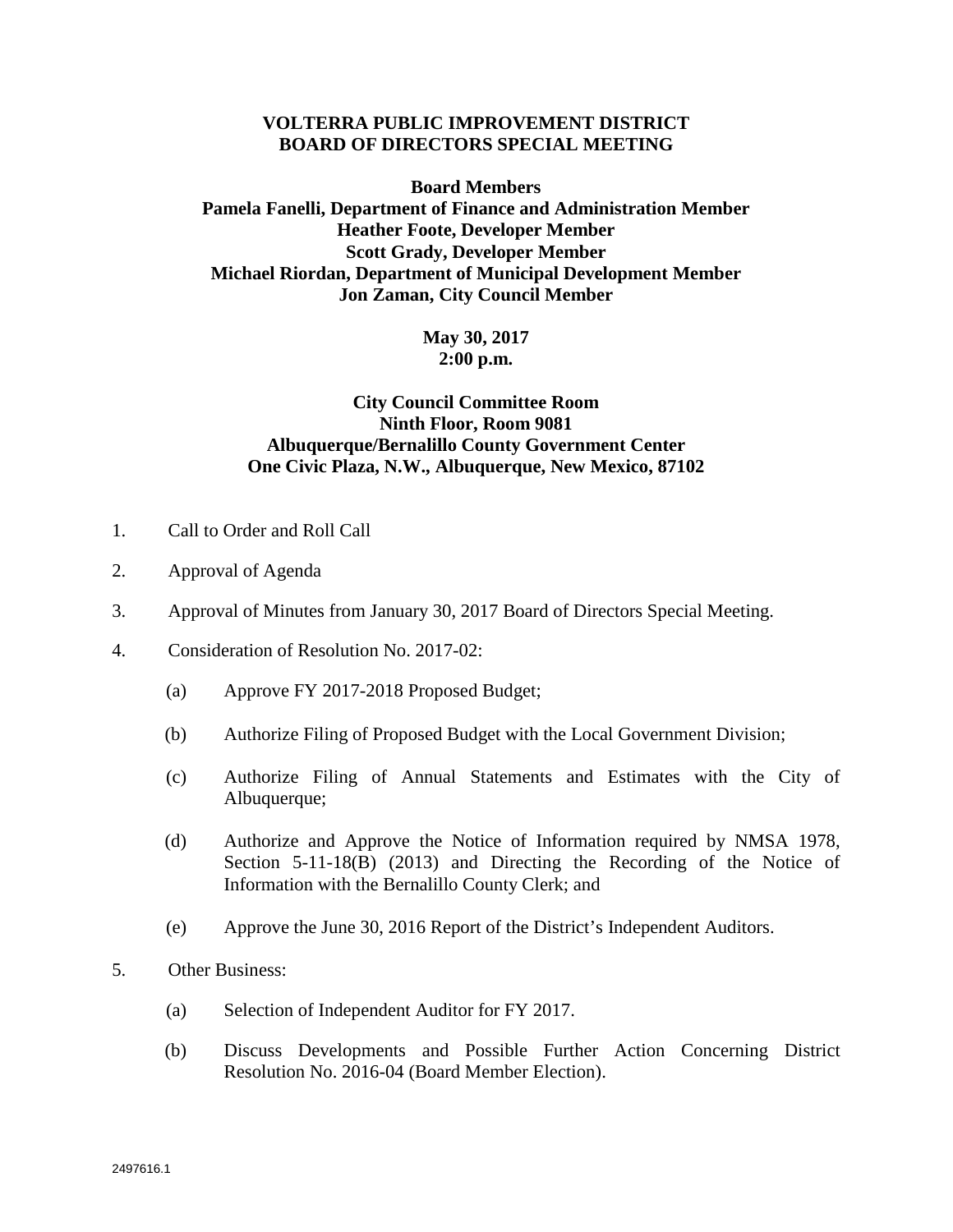# VOLTERRA PUBLIC IMPROVEMENT DISTRICT
# BOARD OF DIRECTORS SPECIAL MEETING

**Board Members**
**Pamela Fanelli, Department of Finance and Administration Member**
**Heather Foote, Developer Member**
**Scott Grady, Developer Member**
**Michael Riordan, Department of Municipal Development Member**
**Jon Zaman, City Council Member**

**May 30, 2017**
**2:00 p.m.**

**City Council Committee Room**
**Ninth Floor, Room 9081**
**Albuquerque/Bernalillo County Government Center**
**One Civic Plaza, N.W., Albuquerque, New Mexico, 87102**

1. Call to Order and Roll Call

2. Approval of Agenda

3. Approval of Minutes from January 30, 2017 Board of Directors Special Meeting.

4. Consideration of Resolution No. 2017-02:

   (a) Approve FY 2017-2018 Proposed Budget;

   (b) Authorize Filing of Proposed Budget with the Local Government Division;

   (c) Authorize Filing of Annual Statements and Estimates with the City of Albuquerque;

   (d) Authorize and Approve the Notice of Information required by NMSA 1978, Section 5-11-18(B) (2013) and Directing the Recording of the Notice of Information with the Bernalillo County Clerk; and

   (e) Approve the June 30, 2016 Report of the District's Independent Auditors.

5. Other Business:

   (a) Selection of Independent Auditor for FY 2017.

   (b) Discuss Developments and Possible Further Action Concerning District Resolution No. 2016-04 (Board Member Election).

2497616.1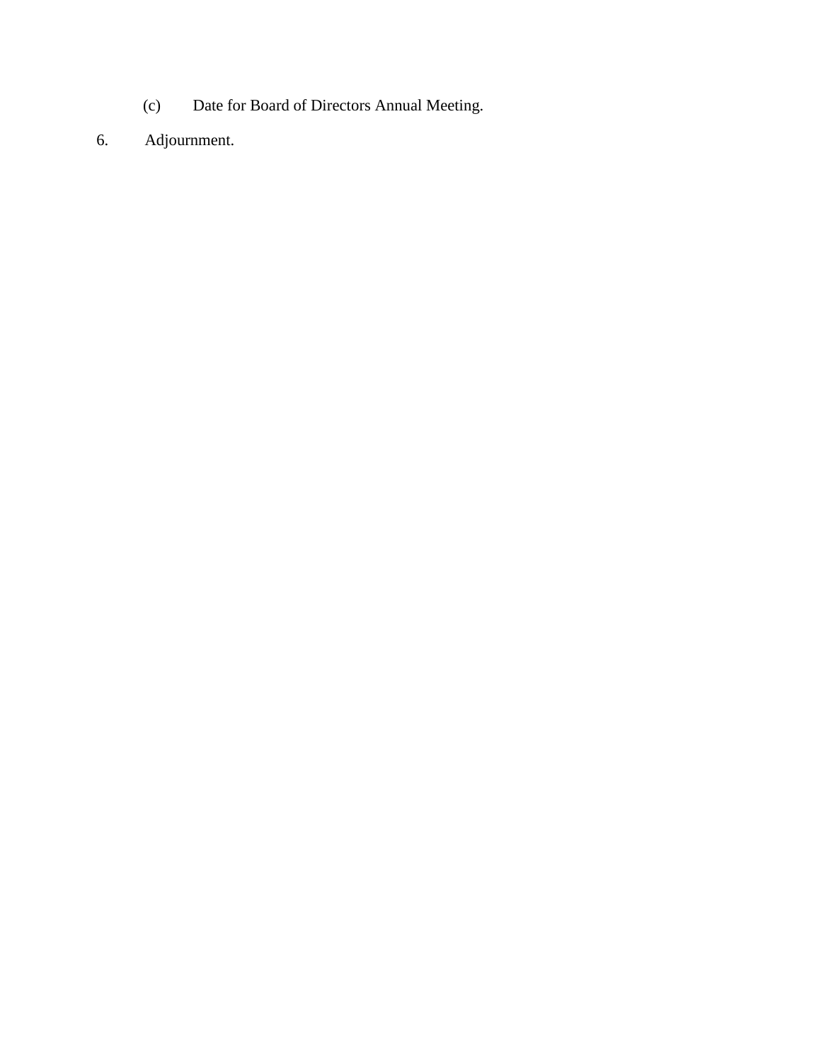(c) Date for Board of Directors Annual Meeting.

6. Adjournment.